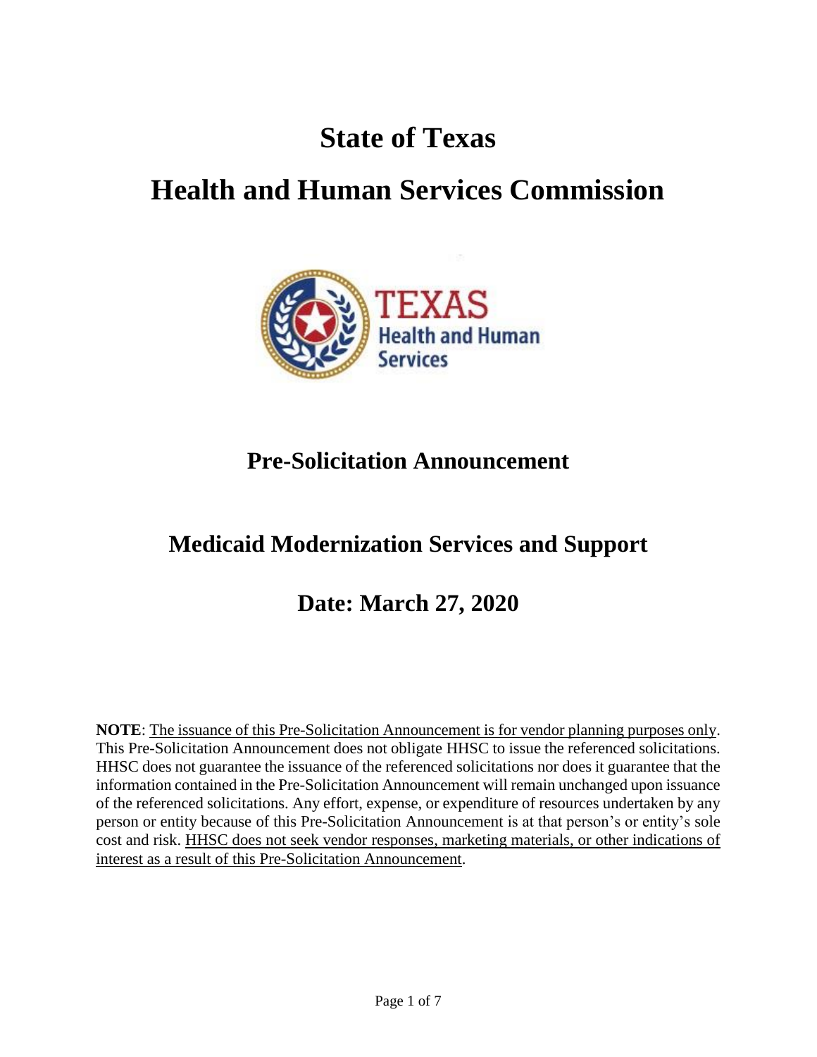# State of Texas

# Health and Human Services Commission

## Pre-Solicitation Announcement

## Medicaid Modernization Services and Support

## Date: March 27, 2020

**NOTE**: The issuance of this Pre-Solicitation Announcement is for vendor planning purposes only. This Pre-Solicitation Announcement does not obligate HHSC to issue the referenced solicitations. HHSC does not guarantee the issuance of the referenced solicitations nor does it guarantee that the information contained in the Pre-Solicitation Announcement will remain unchanged upon issuance of the referenced solicitations. Any effort, expense, or expenditure of resources undertaken by any person or entity because of this Pre-Solicitation Announcement is at that person's or entity's sole cost and risk. HHSC does not seek vendor responses, marketing materials, or other indications of interest as a result of this Pre-Solicitation Announcement.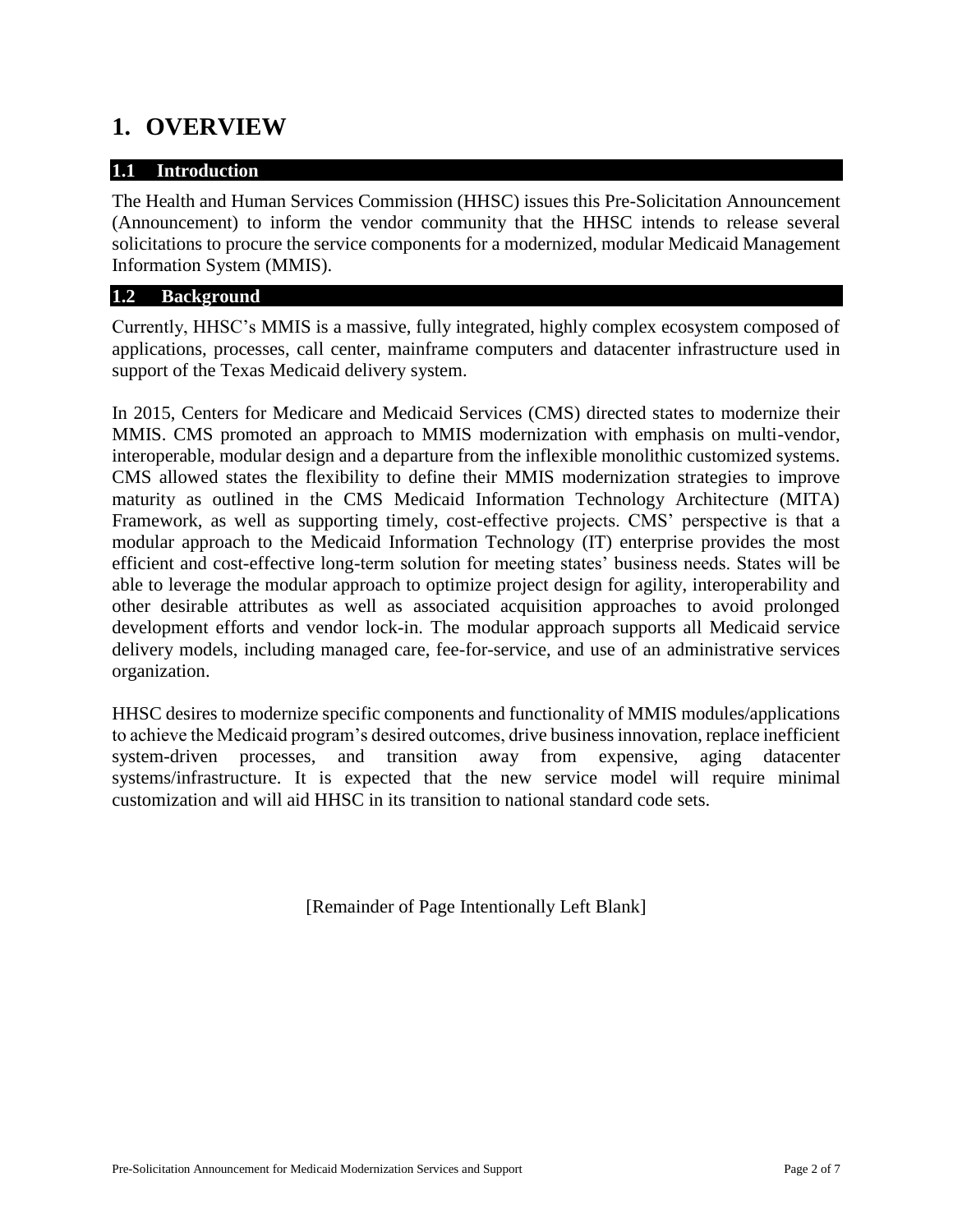# 1. OVERVIEW

## 1.1 Introduction

The Health and Human Services Commission (HHSC) issues this Pre-Solicitation Announcement (Announcement) to inform the vendor community that the HHSC intends to release several solicitations to procure the service components for a modernized, modular Medicaid Management Information System (MMIS).

## 1.2 Background

Currently, HHSC's MMIS is a massive, fully integrated, highly complex ecosystem composed of applications, processes, call center, mainframe computers and datacenter infrastructure used in support of the Texas Medicaid delivery system.

In 2015, Centers for Medicare and Medicaid Services (CMS) directed states to modernize their MMIS. CMS promoted an approach to MMIS modernization with emphasis on multi-vendor, interoperable, modular design and a departure from the inflexible monolithic customized systems. CMS allowed states the flexibility to define their MMIS modernization strategies to improve maturity as outlined in the CMS Medicaid Information Technology Architecture (MITA) Framework, as well as supporting timely, cost-effective projects. CMS' perspective is that a modular approach to the Medicaid Information Technology (IT) enterprise provides the most efficient and cost-effective long-term solution for meeting states' business needs. States will be able to leverage the modular approach to optimize project design for agility, interoperability and other desirable attributes as well as associated acquisition approaches to avoid prolonged development efforts and vendor lock-in. The modular approach supports all Medicaid service delivery models, including managed care, fee-for-service, and use of an administrative services organization.

HHSC desires to modernize specific components and functionality of MMIS modules/applications to achieve the Medicaid program's desired outcomes, drive business innovation, replace inefficient system-driven processes, and transition away from expensive, aging datacenter systems/infrastructure. It is expected that the new service model will require minimal customization and will aid HHSC in its transition to national standard code sets.

[Remainder of Page Intentionally Left Blank]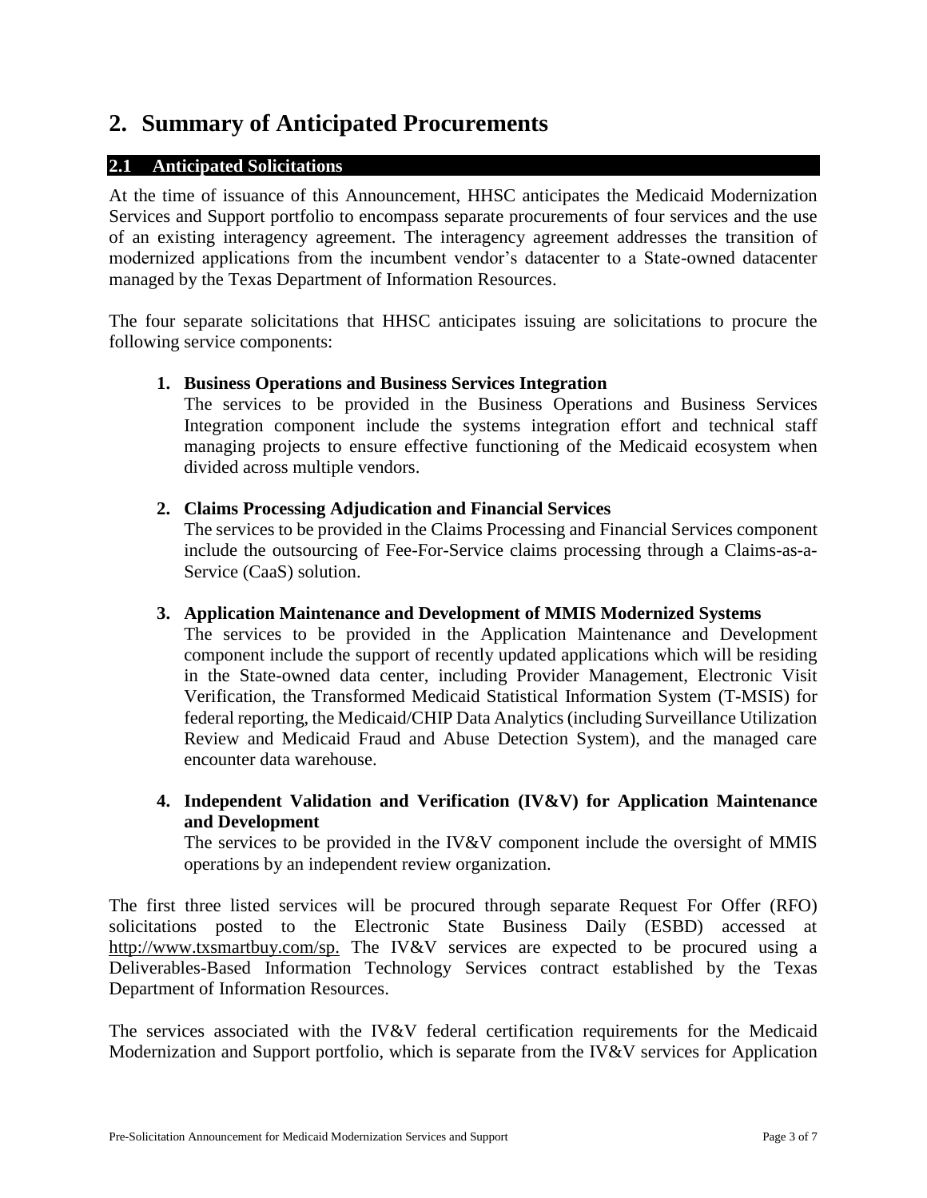# 2. Summary of Anticipated Procurements

## 2.1 Anticipated Solicitations

At the time of issuance of this Announcement, HHSC anticipates the Medicaid Modernization Services and Support portfolio to encompass separate procurements of four services and the use of an existing interagency agreement. The interagency agreement addresses the transition of modernized applications from the incumbent vendor's datacenter to a State-owned datacenter managed by the Texas Department of Information Resources.

The four separate solicitations that HHSC anticipates issuing are solicitations to procure the following service components:

1. **Business Operations and Business Services Integration**
   The services to be provided in the Business Operations and Business Services Integration component include the systems integration effort and technical staff managing projects to ensure effective functioning of the Medicaid ecosystem when divided across multiple vendors.

2. **Claims Processing Adjudication and Financial Services**
   The services to be provided in the Claims Processing and Financial Services component include the outsourcing of Fee-For-Service claims processing through a Claims-as-a-Service (CaaS) solution.

3. **Application Maintenance and Development of MMIS Modernized Systems**
   The services to be provided in the Application Maintenance and Development component include the support of recently updated applications which will be residing in the State-owned data center, including Provider Management, Electronic Visit Verification, the Transformed Medicaid Statistical Information System (T-MSIS) for federal reporting, the Medicaid/CHIP Data Analytics (including Surveillance Utilization Review and Medicaid Fraud and Abuse Detection System), and the managed care encounter data warehouse.

4. **Independent Validation and Verification (IV&V) for Application Maintenance and Development**
   The services to be provided in the IV&V component include the oversight of MMIS operations by an independent review organization.

The first three listed services will be procured through separate Request For Offer (RFO) solicitations posted to the Electronic State Business Daily (ESBD) accessed at http://www.txsmartbuy.com/sp. The IV&V services are expected to be procured using a Deliverables-Based Information Technology Services contract established by the Texas Department of Information Resources.

The services associated with the IV&V federal certification requirements for the Medicaid Modernization and Support portfolio, which is separate from the IV&V services for Application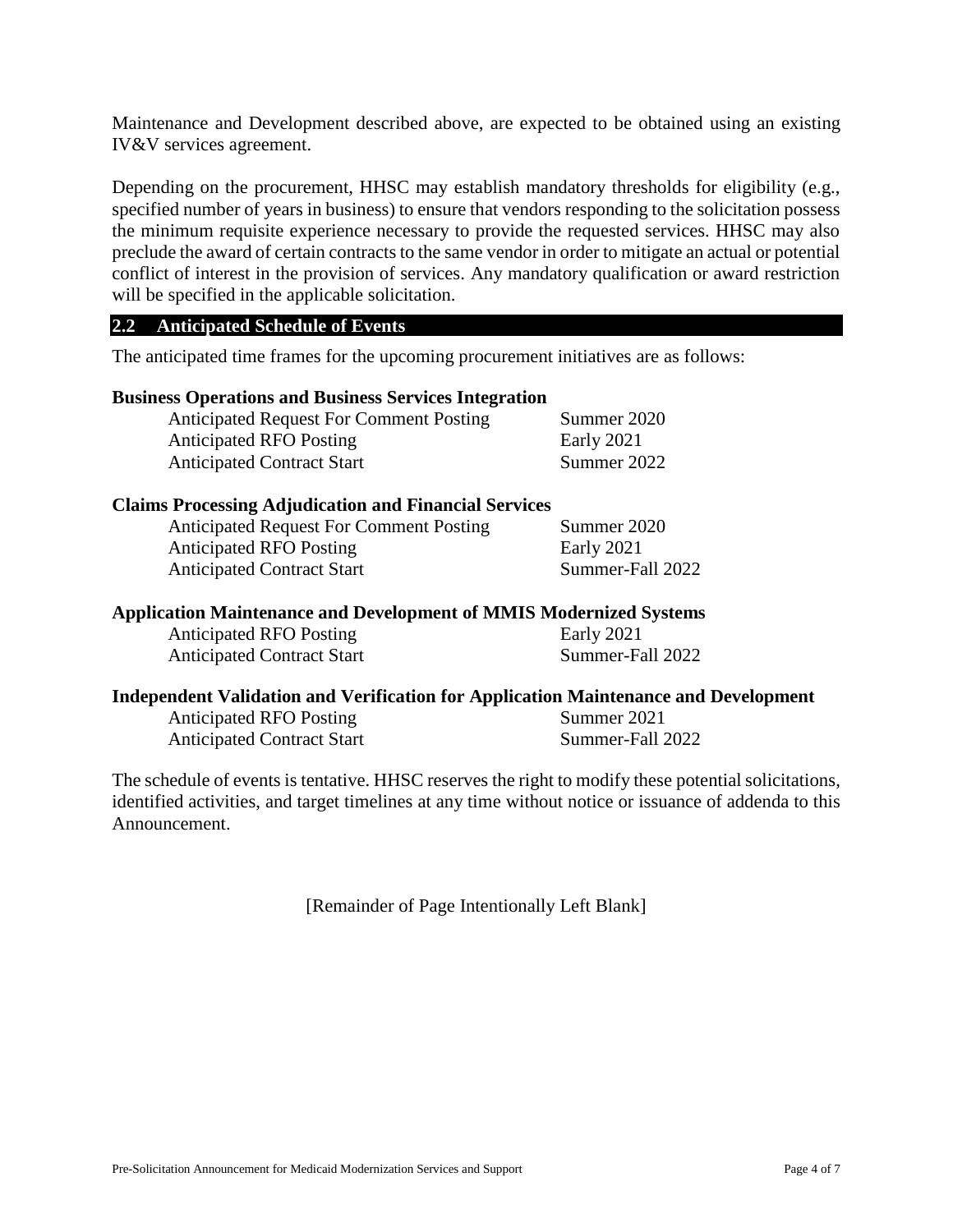Maintenance and Development described above, are expected to be obtained using an existing IV&V services agreement.

Depending on the procurement, HHSC may establish mandatory thresholds for eligibility (e.g., specified number of years in business) to ensure that vendors responding to the solicitation possess the minimum requisite experience necessary to provide the requested services. HHSC may also preclude the award of certain contracts to the same vendor in order to mitigate an actual or potential conflict of interest in the provision of services. Any mandatory qualification or award restriction will be specified in the applicable solicitation.

## 2.2 Anticipated Schedule of Events

The anticipated time frames for the upcoming procurement initiatives are as follows:

**Business Operations and Business Services Integration**

| | |
|---|---|
| Anticipated Request For Comment Posting | Summer 2020 |
| Anticipated RFO Posting | Early 2021 |
| Anticipated Contract Start | Summer 2022 |

**Claims Processing Adjudication and Financial Services**

| | |
|---|---|
| Anticipated Request For Comment Posting | Summer 2020 |
| Anticipated RFO Posting | Early 2021 |
| Anticipated Contract Start | Summer-Fall 2022 |

**Application Maintenance and Development of MMIS Modernized Systems**

| | |
|---|---|
| Anticipated RFO Posting | Early 2021 |
| Anticipated Contract Start | Summer-Fall 2022 |

**Independent Validation and Verification for Application Maintenance and Development**

| | |
|---|---|
| Anticipated RFO Posting | Summer 2021 |
| Anticipated Contract Start | Summer-Fall 2022 |

The schedule of events is tentative. HHSC reserves the right to modify these potential solicitations, identified activities, and target timelines at any time without notice or issuance of addenda to this Announcement.

[Remainder of Page Intentionally Left Blank]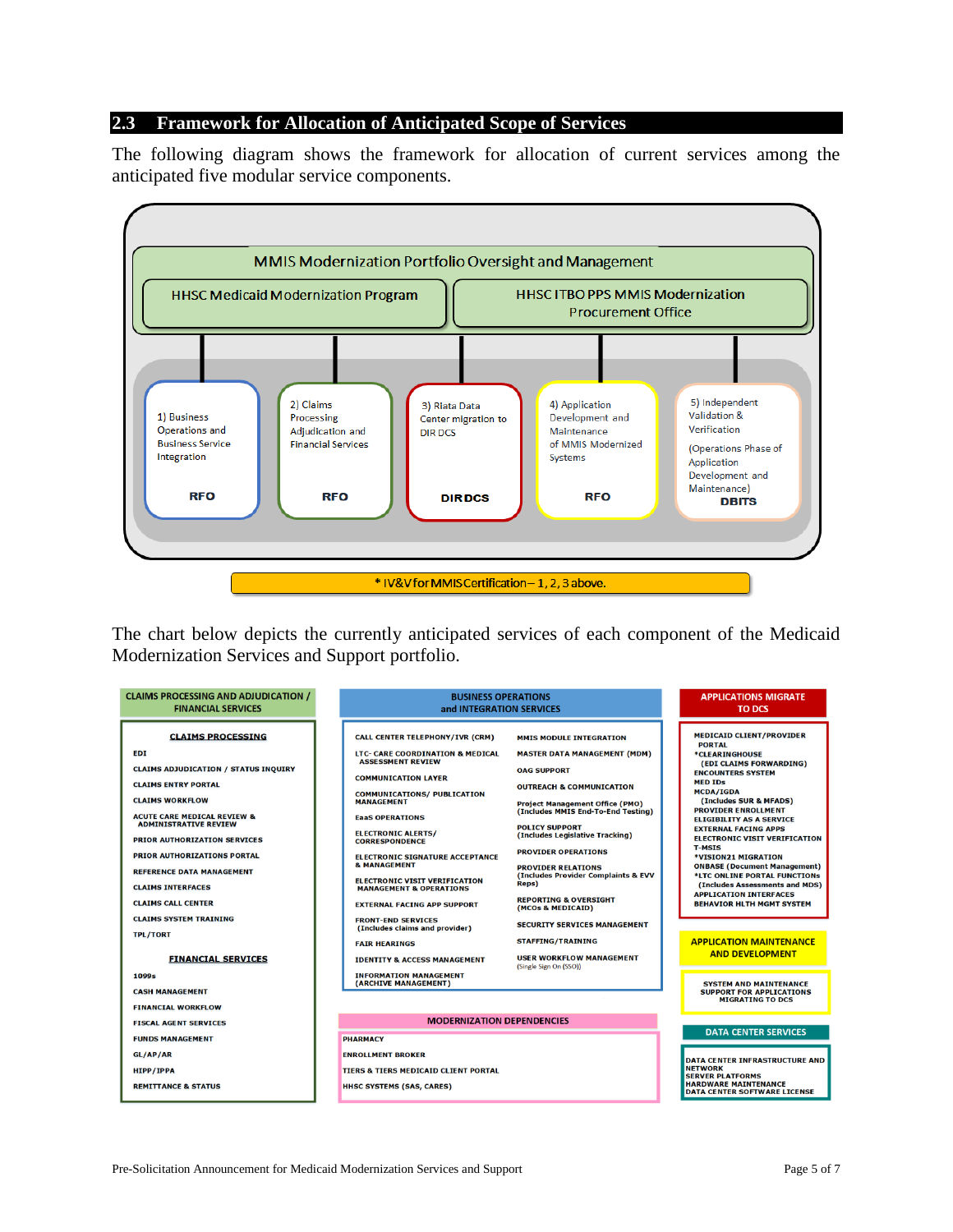## 2.3 Framework for Allocation of Anticipated Scope of Services

The following diagram shows the framework for allocation of current services among the anticipated five modular service components.

**MMIS Modernization Portfolio Oversight and Management**

- HHSC Medicaid Modernization Program
- HHSC ITBO PPS MMIS Modernization Procurement Office

| 1) Business Operations and Business Service Integration | 2) Claims Processing Adjudication and Financial Services | 3) Rlata Data Center migration to DIR DCS | 4) Application Development and Maintenance of MMIS Modernized Systems | 5) Independent Validation & Verification (Operations Phase of Application Development and Maintenance) |
|---|---|---|---|---|
| RFO | RFO | DIR DCS | RFO | DBITS |

* IV&V for MMIS Certification – 1, 2, 3 above.

The chart below depicts the currently anticipated services of each component of the Medicaid Modernization Services and Support portfolio.

**CLAIMS PROCESSING AND ADJUDICATION / FINANCIAL SERVICES**

**CLAIMS PROCESSING**

- EDI
- CLAIMS ADJUDICATION / STATUS INQUIRY
- CLAIMS ENTRY PORTAL
- CLAIMS WORKFLOW
- ACUTE CARE MEDICAL REVIEW & ADMINISTRATIVE REVIEW
- PRIOR AUTHORIZATION SERVICES
- PRIOR AUTHORIZATIONS PORTAL
- REFERENCE DATA MANAGEMENT
- CLAIMS INTERFACES
- CLAIMS CALL CENTER
- CLAIMS SYSTEM TRAINING
- TPL/TORT

**FINANCIAL SERVICES**

- 1099s
- CASH MANAGEMENT
- FINANCIAL WORKFLOW
- FISCAL AGENT SERVICES
- FUNDS MANAGEMENT
- GL/AP/AR
- HIPP/IPPA
- REMITTANCE & STATUS

**BUSINESS OPERATIONS and INTEGRATION SERVICES**

- CALL CENTER TELEPHONY/IVR (CRM)
- LTC- CARE COORDINATION & MEDICAL ASSESSMENT REVIEW
- COMMUNICATION LAYER
- COMMUNICATIONS/ PUBLICATION MANAGEMENT
- EaaS OPERATIONS
- ELECTRONIC ALERTS/ CORRESPONDENCE
- ELECTRONIC SIGNATURE ACCEPTANCE & MANAGEMENT
- ELECTRONIC VISIT VERIFICATION MANAGEMENT & OPERATIONS
- EXTERNAL FACING APP SUPPORT
- FRONT-END SERVICES (Includes claims and provider)
- FAIR HEARINGS
- IDENTITY & ACCESS MANAGEMENT
- INFORMATION MANAGEMENT (ARCHIVE MANAGEMENT)
- MMIS MODULE INTEGRATION
- MASTER DATA MANAGEMENT (MDM)
- OAG SUPPORT
- OUTREACH & COMMUNICATION
- Project Management Office (PMO) (Includes MMIS End-To-End Testing)
- POLICY SUPPORT (Includes Legislative Tracking)
- PROVIDER OPERATIONS
- PROVIDER RELATIONS (Includes Provider Complaints & EVV Reps)
- REPORTING & OVERSIGHT (MCOs & MEDICAID)
- SECURITY SERVICES MANAGEMENT
- STAFFING/TRAINING
- USER WORKFLOW MANAGEMENT (Single Sign On (SSO))

**MODERNIZATION DEPENDENCIES**

- PHARMACY
- ENROLLMENT BROKER
- TIERS & TIERS MEDICAID CLIENT PORTAL
- HHSC SYSTEMS (SAS, CARES)

**APPLICATIONS MIGRATE TO DCS**

- MEDICAID CLIENT/PROVIDER PORTAL
- *CLEARINGHOUSE (EDI CLAIMS FORWARDING)
- ENCOUNTERS SYSTEM
- MED IDs
- MCDA/IGDA (Includes SUR & MFADS)
- PROVIDER ENROLLMENT
- ELIGIBILITY AS A SERVICE
- EXTERNAL FACING APPS
- ELECTRONIC VISIT VERIFICATION
- T-MSIS
- *VISION21 MIGRATION
- ONBASE (Document Management)
- *LTC ONLINE PORTAL FUNCTIONS (Includes Assessments and MDS)
- APPLICATION INTERFACES
- BEHAVIOR HLTH MGMT SYSTEM

**APPLICATION MAINTENANCE AND DEVELOPMENT**

- SYSTEM AND MAINTENANCE SUPPORT FOR APPLICATIONS MIGRATING TO DCS

**DATA CENTER SERVICES**

- DATA CENTER INFRASTRUCTURE AND NETWORK
- SERVER PLATFORMS
- HARDWARE MAINTENANCE
- DATA CENTER SOFTWARE LICENSE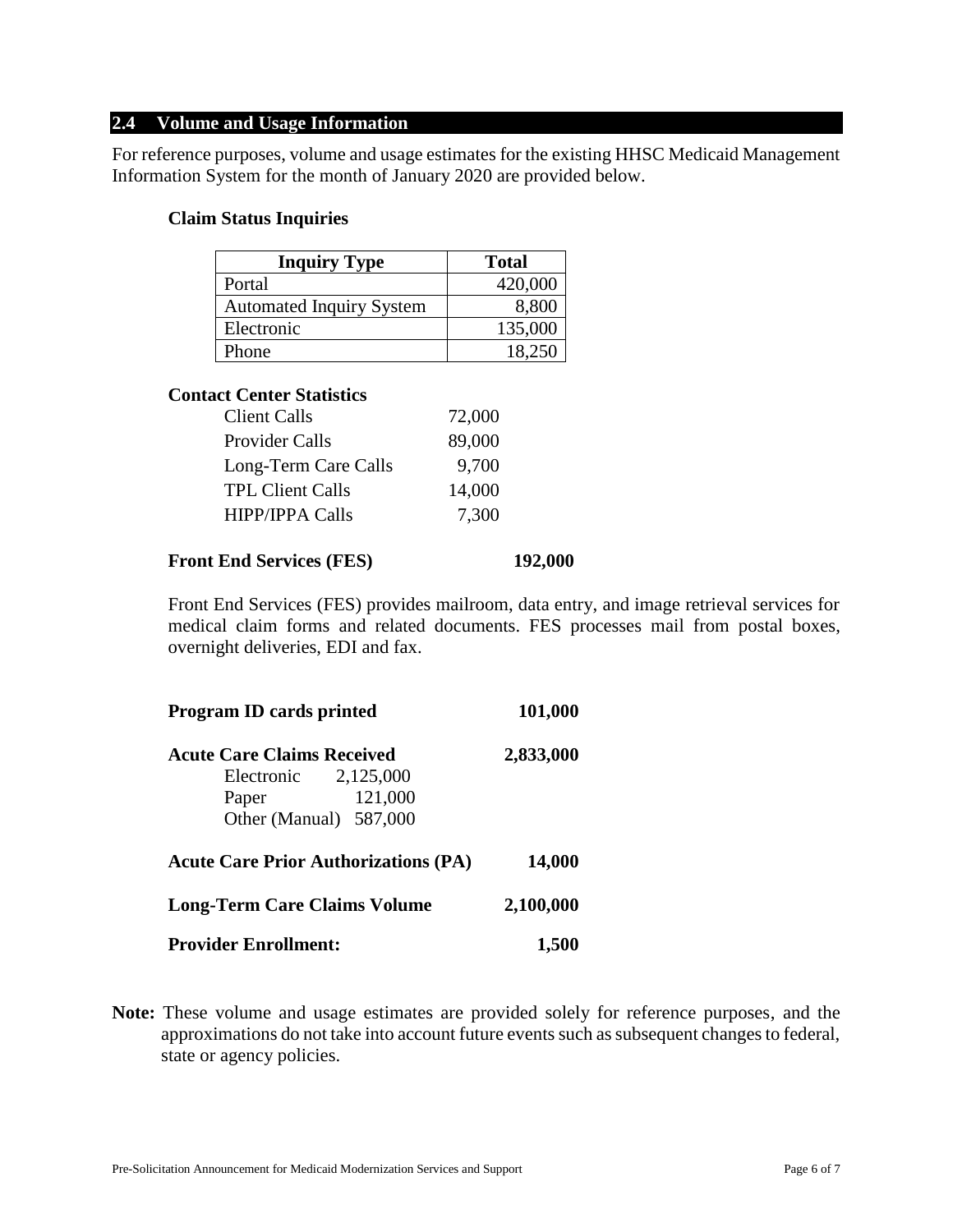## 2.4 Volume and Usage Information

For reference purposes, volume and usage estimates for the existing HHSC Medicaid Management Information System for the month of January 2020 are provided below.

**Claim Status Inquiries**

| Inquiry Type | Total |
|---|---|
| Portal | 420,000 |
| Automated Inquiry System | 8,800 |
| Electronic | 135,000 |
| Phone | 18,250 |

**Contact Center Statistics**

| | |
|---|---|
| Client Calls | 72,000 |
| Provider Calls | 89,000 |
| Long-Term Care Calls | 9,700 |
| TPL Client Calls | 14,000 |
| HIPP/IPPA Calls | 7,300 |

**Front End Services (FES)** **192,000**

Front End Services (FES) provides mailroom, data entry, and image retrieval services for medical claim forms and related documents. FES processes mail from postal boxes, overnight deliveries, EDI and fax.

**Program ID cards printed** **101,000**

**Acute Care Claims Received** **2,833,000**

- Electronic 2,125,000
- Paper 121,000
- Other (Manual) 587,000

**Acute Care Prior Authorizations (PA)** **14,000**

**Long-Term Care Claims Volume** **2,100,000**

**Provider Enrollment:** **1,500**

**Note:** These volume and usage estimates are provided solely for reference purposes, and the approximations do not take into account future events such as subsequent changes to federal, state or agency policies.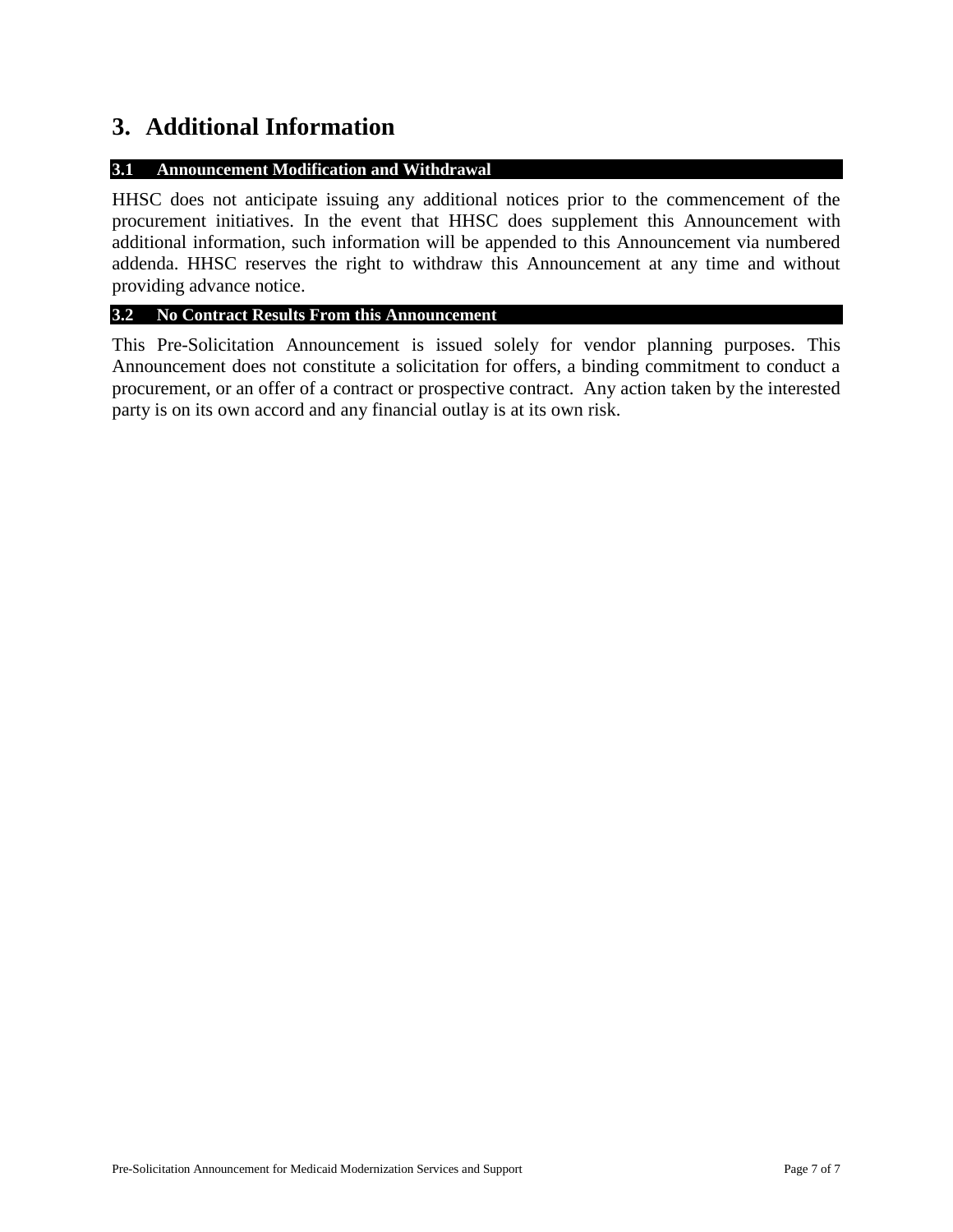# 3. Additional Information

### 3.1 Announcement Modification and Withdrawal

HHSC does not anticipate issuing any additional notices prior to the commencement of the procurement initiatives. In the event that HHSC does supplement this Announcement with additional information, such information will be appended to this Announcement via numbered addenda. HHSC reserves the right to withdraw this Announcement at any time and without providing advance notice.

### 3.2 No Contract Results From this Announcement

This Pre-Solicitation Announcement is issued solely for vendor planning purposes. This Announcement does not constitute a solicitation for offers, a binding commitment to conduct a procurement, or an offer of a contract or prospective contract. Any action taken by the interested party is on its own accord and any financial outlay is at its own risk.